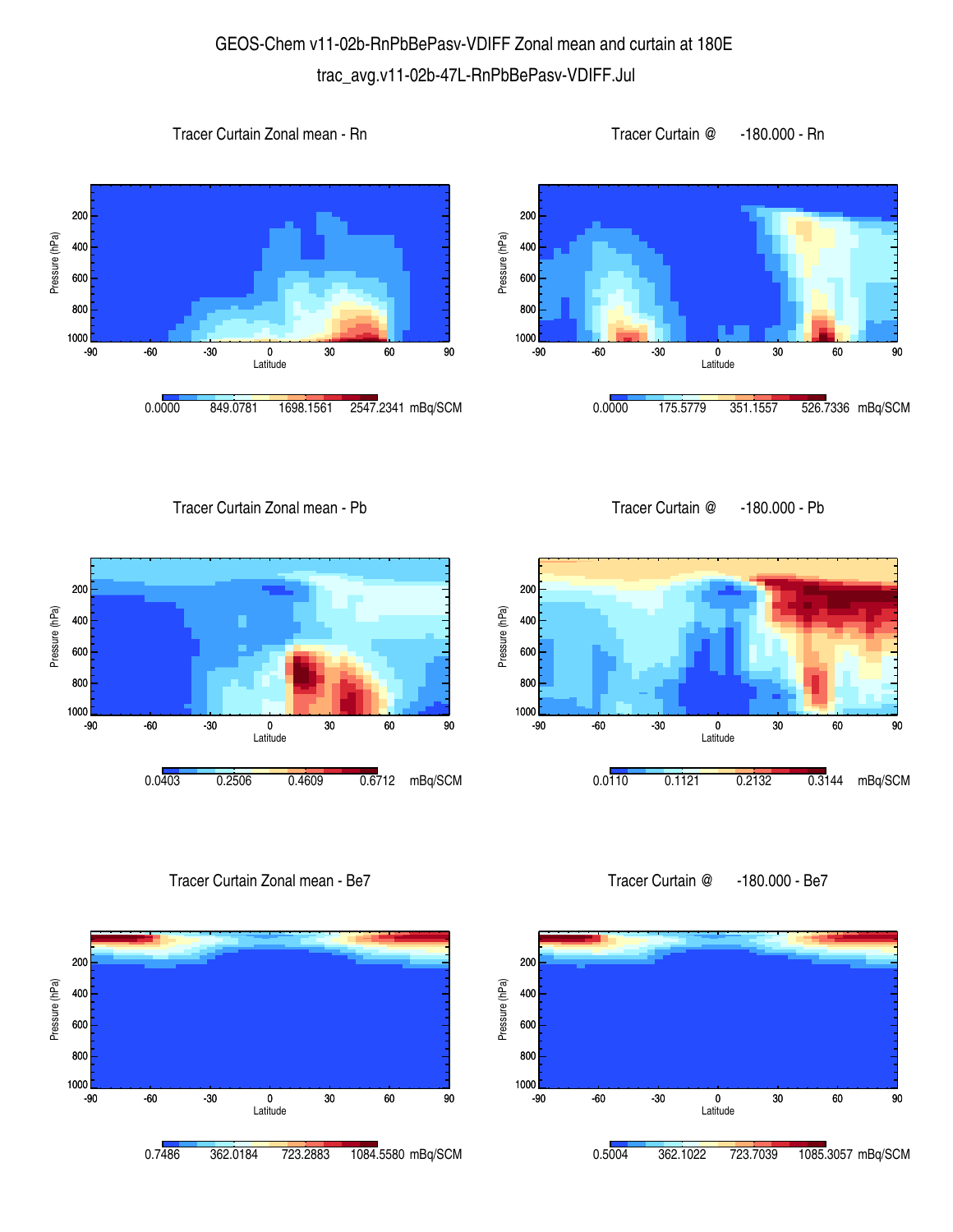# GEOS-Chem v11-02b-RnPbBePasv-VDIFF Zonal mean and curtain at 180E

## trac_avg.v11-02b-47L-RnPbBePasv-VDIFF.Jul

### Tracer Curtain Zonal mean - Rn

Pressure (hPa): 200, 400, 600, 800, 1000

Latitude: -90, -60, -30, 0, 30, 60, 90

0.0000 849.0781 1698.1561 2547.2341 mBq/SCM

### Tracer Curtain @ -180.000 - Rn

Pressure (hPa): 200, 400, 600, 800, 1000

Latitude: -90, -60, -30, 0, 30, 60, 90

0.0000 175.5779 351.1557 526.7336 mBq/SCM

### Tracer Curtain Zonal mean - Pb

Pressure (hPa): 200, 400, 600, 800, 1000

Latitude: -90, -60, -30, 0, 30, 60, 90

0.0403 0.2506 0.4609 0.6712 mBq/SCM

### Tracer Curtain @ -180.000 - Pb

Pressure (hPa): 200, 400, 600, 800, 1000

Latitude: -90, -60, -30, 0, 30, 60, 90

0.0110 0.1121 0.2132 0.3144 mBq/SCM

### Tracer Curtain Zonal mean - Be7

Pressure (hPa): 200, 400, 600, 800, 1000

Latitude: -90, -60, -30, 0, 30, 60, 90

0.7486 362.0184 723.2883 1084.5580 mBq/SCM

### Tracer Curtain @ -180.000 - Be7

Pressure (hPa): 200, 400, 600, 800, 1000

Latitude: -90, -60, -30, 0, 30, 60, 90

0.5004 362.1022 723.7039 1085.3057 mBq/SCM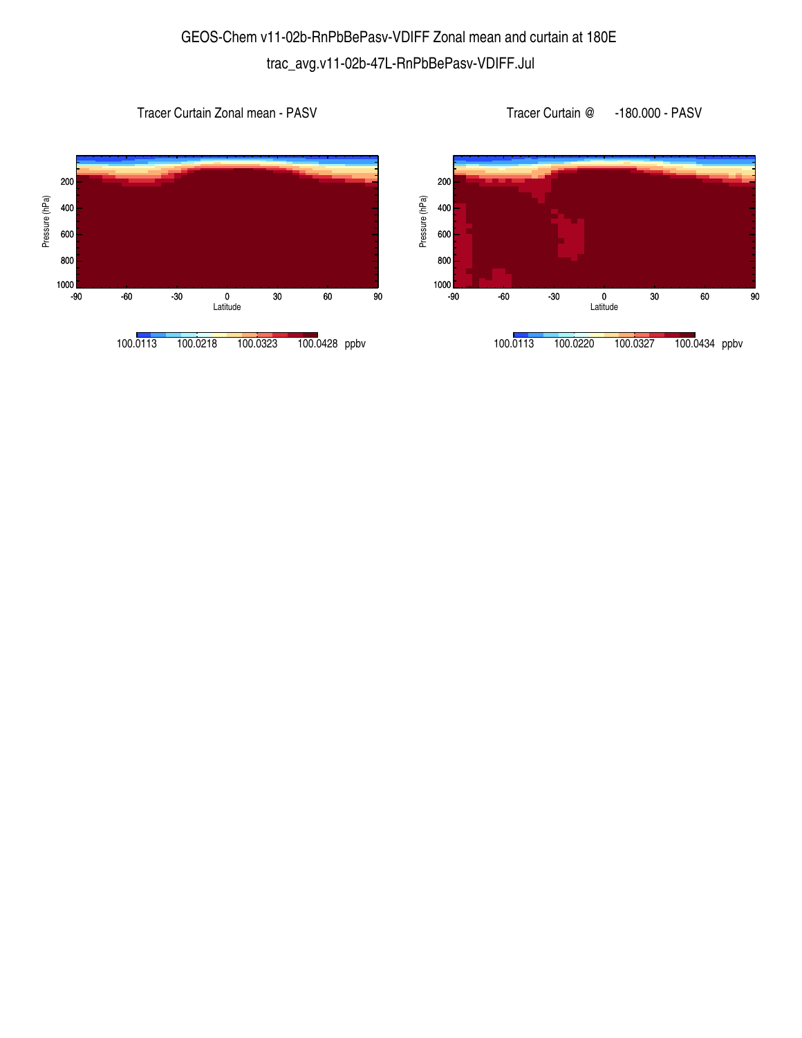GEOS-Chem v11-02b-RnPbBePasv-VDIFF Zonal mean and curtain at 180E

trac_avg.v11-02b-47L-RnPbBePasv-VDIFF.Jul

Tracer Curtain Zonal mean - PASV

Pressure (hPa)

200

400

600

800

1000

-90 -60 -30 0 30 60 90

Latitude

100.0113 100.0218 100.0323 100.0428 ppbv

Tracer Curtain @ -180.000 - PASV

Pressure (hPa)

200

400

600

800

1000

-90 -60 -30 0 30 60 90

Latitude

100.0113 100.0220 100.0327 100.0434 ppbv